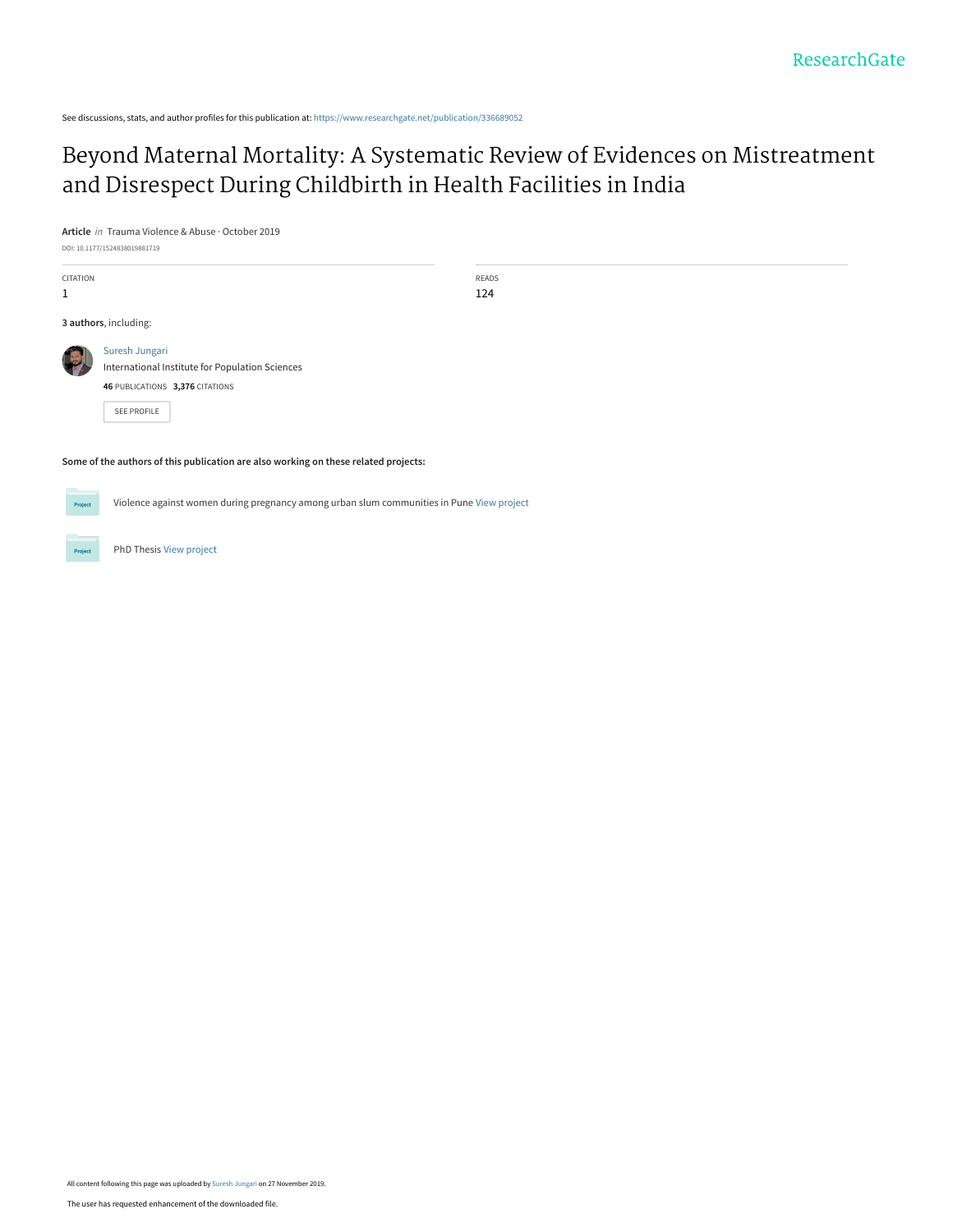See discussions, stats, and author profiles for this publication at: https://www.researchgate.net/publication/336689052

# Beyond Maternal Mortality: A Systematic Review of Evidences on Mistreatment and Disrespect During Childbirth in Health Facilities in India

**Article** *in* Trauma Violence & Abuse · October 2019

DOI: 10.1177/1524838019881719

| CITATION | READS |
| --- | --- |
| 1 | 124 |

**3 authors**, including:

Suresh Jungari
International Institute for Population Sciences
**46** PUBLICATIONS **3,376** CITATIONS

SEE PROFILE

**Some of the authors of this publication are also working on these related projects:**

Violence against women during pregnancy among urban slum communities in Pune View project

PhD Thesis View project

All content following this page was uploaded by Suresh Jungari on 27 November 2019.

The user has requested enhancement of the downloaded file.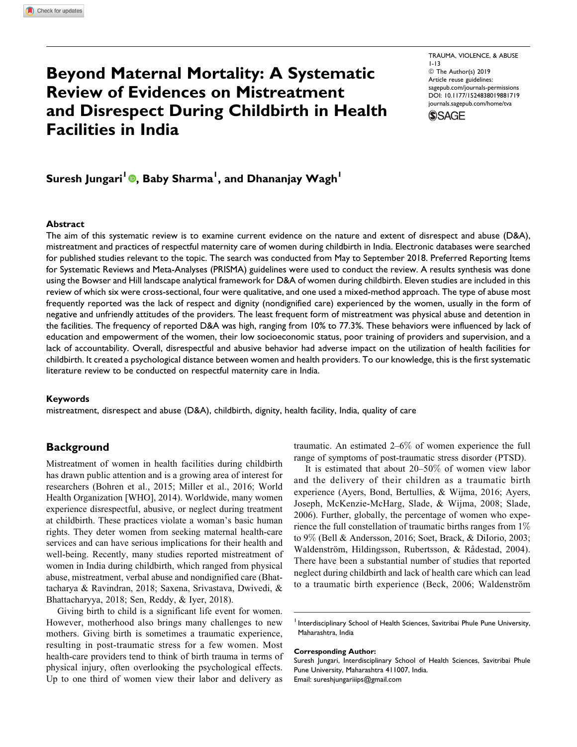# Beyond Maternal Mortality: A Systematic Review of Evidences on Mistreatment and Disrespect During Childbirth in Health Facilities in India

Suresh Jungari[1], Baby Sharma[1], and Dhananjay Wagh[1]

## Abstract

The aim of this systematic review is to examine current evidence on the nature and extent of disrespect and abuse (D&A), mistreatment and practices of respectful maternity care of women during childbirth in India. Electronic databases were searched for published studies relevant to the topic. The search was conducted from May to September 2018. Preferred Reporting Items for Systematic Reviews and Meta-Analyses (PRISMA) guidelines were used to conduct the review. A results synthesis was done using the Bowser and Hill landscape analytical framework for D&A of women during childbirth. Eleven studies are included in this review of which six were cross-sectional, four were qualitative, and one used a mixed-method approach. The type of abuse most frequently reported was the lack of respect and dignity (nondignified care) experienced by the women, usually in the form of negative and unfriendly attitudes of the providers. The least frequent form of mistreatment was physical abuse and detention in the facilities. The frequency of reported D&A was high, ranging from 10% to 77.3%. These behaviors were influenced by lack of education and empowerment of the women, their low socioeconomic status, poor training of providers and supervision, and a lack of accountability. Overall, disrespectful and abusive behavior had adverse impact on the utilization of health facilities for childbirth. It created a psychological distance between women and health providers. To our knowledge, this is the first systematic literature review to be conducted on respectful maternity care in India.

## Keywords

mistreatment, disrespect and abuse (D&A), childbirth, dignity, health facility, India, quality of care

## Background

Mistreatment of women in health facilities during childbirth has drawn public attention and is a growing area of interest for researchers (Bohren et al., 2015; Miller et al., 2016; World Health Organization [WHO], 2014). Worldwide, many women experience disrespectful, abusive, or neglect during treatment at childbirth. These practices violate a woman's basic human rights. They deter women from seeking maternal health-care services and can have serious implications for their health and well-being. Recently, many studies reported mistreatment of women in India during childbirth, which ranged from physical abuse, mistreatment, verbal abuse and nondignified care (Bhattacharya & Ravindran, 2018; Saxena, Srivastava, Dwivedi, & Bhattacharyya, 2018; Sen, Reddy, & Iyer, 2018).

Giving birth to child is a significant life event for women. However, motherhood also brings many challenges to new mothers. Giving birth is sometimes a traumatic experience, resulting in post-traumatic stress for a few women. Most health-care providers tend to think of birth trauma in terms of physical injury, often overlooking the psychological effects. Up to one third of women view their labor and delivery as traumatic. An estimated 2–6% of women experience the full range of symptoms of post-traumatic stress disorder (PTSD).

It is estimated that about 20–50% of women view labor and the delivery of their children as a traumatic birth experience (Ayers, Bond, Bertullies, & Wijma, 2016; Ayers, Joseph, McKenzie-McHarg, Slade, & Wijma, 2008; Slade, 2006). Further, globally, the percentage of women who experience the full constellation of traumatic births ranges from 1% to 9% (Bell & Andersson, 2016; Soet, Brack, & DiIorio, 2003; Waldenström, Hildingsson, Rubertsson, & Rådestad, 2004). There have been a substantial number of studies that reported neglect during childbirth and lack of health care which can lead to a traumatic birth experience (Beck, 2006; Waldenström

[1] Interdisciplinary School of Health Sciences, Savitribai Phule Pune University, Maharashtra, India

**Corresponding Author:**
Suresh Jungari, Interdisciplinary School of Health Sciences, Savitribai Phule Pune University, Maharashtra 411007, India.
Email: sureshjungariiips@gmail.com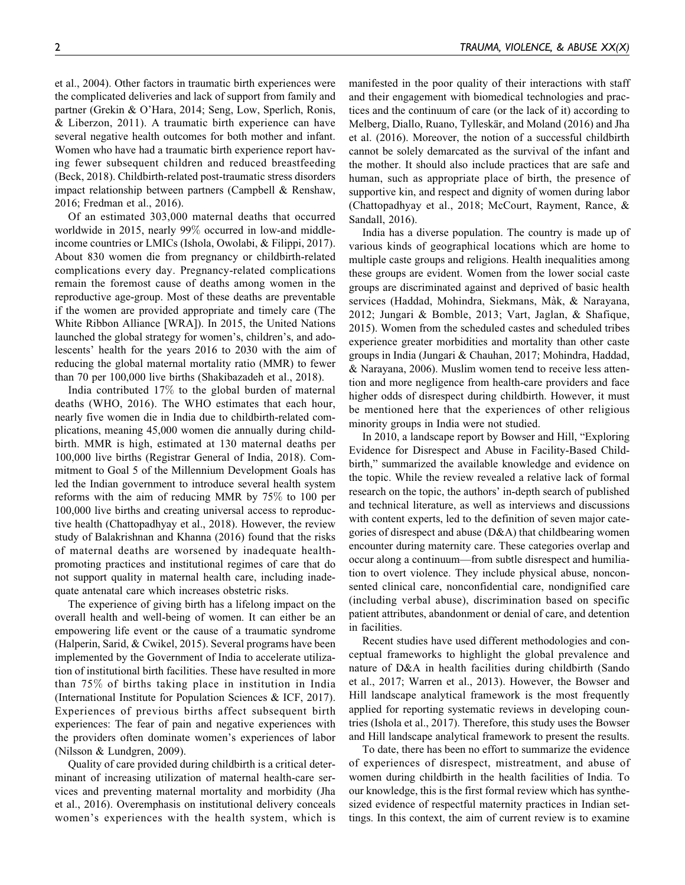et al., 2004). Other factors in traumatic birth experiences were the complicated deliveries and lack of support from family and partner (Grekin & O'Hara, 2014; Seng, Low, Sperlich, Ronis, & Liberzon, 2011). A traumatic birth experience can have several negative health outcomes for both mother and infant. Women who have had a traumatic birth experience report having fewer subsequent children and reduced breastfeeding (Beck, 2018). Childbirth-related post-traumatic stress disorders impact relationship between partners (Campbell & Renshaw, 2016; Fredman et al., 2016).

Of an estimated 303,000 maternal deaths that occurred worldwide in 2015, nearly 99% occurred in low-and middle-income countries or LMICs (Ishola, Owolabi, & Filippi, 2017). About 830 women die from pregnancy or childbirth-related complications every day. Pregnancy-related complications remain the foremost cause of deaths among women in the reproductive age-group. Most of these deaths are preventable if the women are provided appropriate and timely care (The White Ribbon Alliance [WRA]). In 2015, the United Nations launched the global strategy for women's, children's, and adolescents' health for the years 2016 to 2030 with the aim of reducing the global maternal mortality ratio (MMR) to fewer than 70 per 100,000 live births (Shakibazadeh et al., 2018).

India contributed 17% to the global burden of maternal deaths (WHO, 2016). The WHO estimates that each hour, nearly five women die in India due to childbirth-related complications, meaning 45,000 women die annually during childbirth. MMR is high, estimated at 130 maternal deaths per 100,000 live births (Registrar General of India, 2018). Commitment to Goal 5 of the Millennium Development Goals has led the Indian government to introduce several health system reforms with the aim of reducing MMR by 75% to 100 per 100,000 live births and creating universal access to reproductive health (Chattopadhyay et al., 2018). However, the review study of Balakrishnan and Khanna (2016) found that the risks of maternal deaths are worsened by inadequate health-promoting practices and institutional regimes of care that do not support quality in maternal health care, including inadequate antenatal care which increases obstetric risks.

The experience of giving birth has a lifelong impact on the overall health and well-being of women. It can either be an empowering life event or the cause of a traumatic syndrome (Halperin, Sarid, & Cwikel, 2015). Several programs have been implemented by the Government of India to accelerate utilization of institutional birth facilities. These have resulted in more than 75% of births taking place in institution in India (International Institute for Population Sciences & ICF, 2017). Experiences of previous births affect subsequent birth experiences: The fear of pain and negative experiences with the providers often dominate women's experiences of labor (Nilsson & Lundgren, 2009).

Quality of care provided during childbirth is a critical determinant of increasing utilization of maternal health-care services and preventing maternal mortality and morbidity (Jha et al., 2016). Overemphasis on institutional delivery conceals women's experiences with the health system, which is manifested in the poor quality of their interactions with staff and their engagement with biomedical technologies and practices and the continuum of care (or the lack of it) according to Melberg, Diallo, Ruano, Tylleskär, and Moland (2016) and Jha et al. (2016). Moreover, the notion of a successful childbirth cannot be solely demarcated as the survival of the infant and the mother. It should also include practices that are safe and human, such as appropriate place of birth, the presence of supportive kin, and respect and dignity of women during labor (Chattopadhyay et al., 2018; McCourt, Rayment, Rance, & Sandall, 2016).

India has a diverse population. The country is made up of various kinds of geographical locations which are home to multiple caste groups and religions. Health inequalities among these groups are evident. Women from the lower social caste groups are discriminated against and deprived of basic health services (Haddad, Mohindra, Siekmans, Màk, & Narayana, 2012; Jungari & Bomble, 2013; Vart, Jaglan, & Shafique, 2015). Women from the scheduled castes and scheduled tribes experience greater morbidities and mortality than other caste groups in India (Jungari & Chauhan, 2017; Mohindra, Haddad, & Narayana, 2006). Muslim women tend to receive less attention and more negligence from health-care providers and face higher odds of disrespect during childbirth. However, it must be mentioned here that the experiences of other religious minority groups in India were not studied.

In 2010, a landscape report by Bowser and Hill, "Exploring Evidence for Disrespect and Abuse in Facility-Based Childbirth," summarized the available knowledge and evidence on the topic. While the review revealed a relative lack of formal research on the topic, the authors' in-depth search of published and technical literature, as well as interviews and discussions with content experts, led to the definition of seven major categories of disrespect and abuse (D&A) that childbearing women encounter during maternity care. These categories overlap and occur along a continuum—from subtle disrespect and humiliation to overt violence. They include physical abuse, nonconsented clinical care, nonconfidential care, nondignified care (including verbal abuse), discrimination based on specific patient attributes, abandonment or denial of care, and detention in facilities.

Recent studies have used different methodologies and conceptual frameworks to highlight the global prevalence and nature of D&A in health facilities during childbirth (Sando et al., 2017; Warren et al., 2013). However, the Bowser and Hill landscape analytical framework is the most frequently applied for reporting systematic reviews in developing countries (Ishola et al., 2017). Therefore, this study uses the Bowser and Hill landscape analytical framework to present the results.

To date, there has been no effort to summarize the evidence of experiences of disrespect, mistreatment, and abuse of women during childbirth in the health facilities of India. To our knowledge, this is the first formal review which has synthesized evidence of respectful maternity practices in Indian settings. In this context, the aim of current review is to examine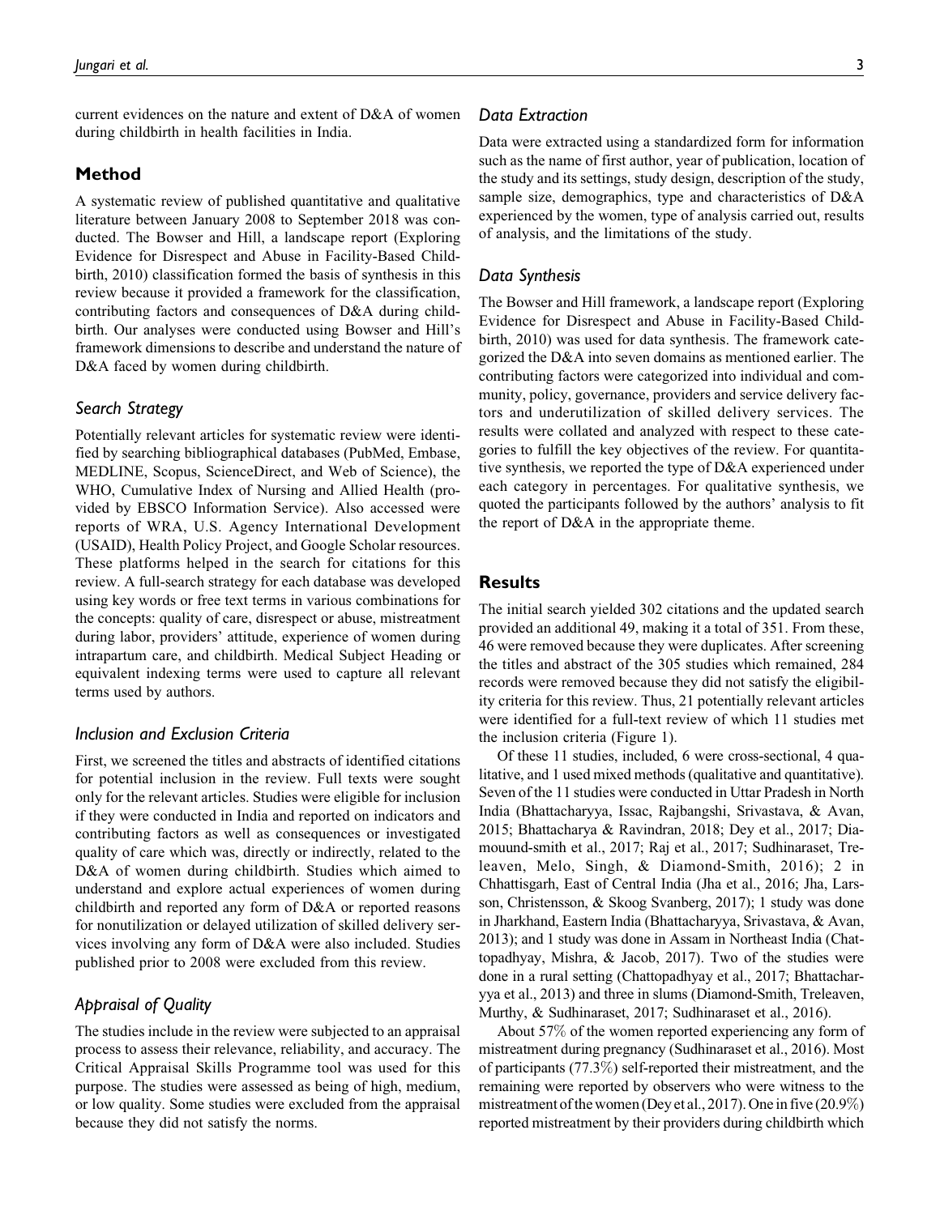current evidences on the nature and extent of D&A of women during childbirth in health facilities in India.

## Method

A systematic review of published quantitative and qualitative literature between January 2008 to September 2018 was conducted. The Bowser and Hill, a landscape report (Exploring Evidence for Disrespect and Abuse in Facility-Based Childbirth, 2010) classification formed the basis of synthesis in this review because it provided a framework for the classification, contributing factors and consequences of D&A during childbirth. Our analyses were conducted using Bowser and Hill's framework dimensions to describe and understand the nature of D&A faced by women during childbirth.

### *Search Strategy*

Potentially relevant articles for systematic review were identified by searching bibliographical databases (PubMed, Embase, MEDLINE, Scopus, ScienceDirect, and Web of Science), the WHO, Cumulative Index of Nursing and Allied Health (provided by EBSCO Information Service). Also accessed were reports of WRA, U.S. Agency International Development (USAID), Health Policy Project, and Google Scholar resources. These platforms helped in the search for citations for this review. A full-search strategy for each database was developed using key words or free text terms in various combinations for the concepts: quality of care, disrespect or abuse, mistreatment during labor, providers' attitude, experience of women during intrapartum care, and childbirth. Medical Subject Heading or equivalent indexing terms were used to capture all relevant terms used by authors.

### *Inclusion and Exclusion Criteria*

First, we screened the titles and abstracts of identified citations for potential inclusion in the review. Full texts were sought only for the relevant articles. Studies were eligible for inclusion if they were conducted in India and reported on indicators and contributing factors as well as consequences or investigated quality of care which was, directly or indirectly, related to the D&A of women during childbirth. Studies which aimed to understand and explore actual experiences of women during childbirth and reported any form of D&A or reported reasons for nonutilization or delayed utilization of skilled delivery services involving any form of D&A were also included. Studies published prior to 2008 were excluded from this review.

### *Appraisal of Quality*

The studies include in the review were subjected to an appraisal process to assess their relevance, reliability, and accuracy. The Critical Appraisal Skills Programme tool was used for this purpose. The studies were assessed as being of high, medium, or low quality. Some studies were excluded from the appraisal because they did not satisfy the norms.

### *Data Extraction*

Data were extracted using a standardized form for information such as the name of first author, year of publication, location of the study and its settings, study design, description of the study, sample size, demographics, type and characteristics of D&A experienced by the women, type of analysis carried out, results of analysis, and the limitations of the study.

### *Data Synthesis*

The Bowser and Hill framework, a landscape report (Exploring Evidence for Disrespect and Abuse in Facility-Based Childbirth, 2010) was used for data synthesis. The framework categorized the D&A into seven domains as mentioned earlier. The contributing factors were categorized into individual and community, policy, governance, providers and service delivery factors and underutilization of skilled delivery services. The results were collated and analyzed with respect to these categories to fulfill the key objectives of the review. For quantitative synthesis, we reported the type of D&A experienced under each category in percentages. For qualitative synthesis, we quoted the participants followed by the authors' analysis to fit the report of D&A in the appropriate theme.

## Results

The initial search yielded 302 citations and the updated search provided an additional 49, making it a total of 351. From these, 46 were removed because they were duplicates. After screening the titles and abstract of the 305 studies which remained, 284 records were removed because they did not satisfy the eligibility criteria for this review. Thus, 21 potentially relevant articles were identified for a full-text review of which 11 studies met the inclusion criteria (Figure 1).

Of these 11 studies, included, 6 were cross-sectional, 4 qualitative, and 1 used mixed methods (qualitative and quantitative). Seven of the 11 studies were conducted in Uttar Pradesh in North India (Bhattacharyya, Issac, Rajbangshi, Srivastava, & Avan, 2015; Bhattacharya & Ravindran, 2018; Dey et al., 2017; Diamouund-smith et al., 2017; Raj et al., 2017; Sudhinaraset, Treleaven, Melo, Singh, & Diamond-Smith, 2016); 2 in Chhattisgarh, East of Central India (Jha et al., 2016; Jha, Larsson, Christensson, & Skoog Svanberg, 2017); 1 study was done in Jharkhand, Eastern India (Bhattacharyya, Srivastava, & Avan, 2013); and 1 study was done in Assam in Northeast India (Chattopadhyay, Mishra, & Jacob, 2017). Two of the studies were done in a rural setting (Chattopadhyay et al., 2017; Bhattacharyya et al., 2013) and three in slums (Diamond-Smith, Treleaven, Murthy, & Sudhinaraset, 2017; Sudhinaraset et al., 2016).

About 57% of the women reported experiencing any form of mistreatment during pregnancy (Sudhinaraset et al., 2016). Most of participants (77.3%) self-reported their mistreatment, and the remaining were reported by observers who were witness to the mistreatment of the women (Dey et al., 2017). One in five (20.9%) reported mistreatment by their providers during childbirth which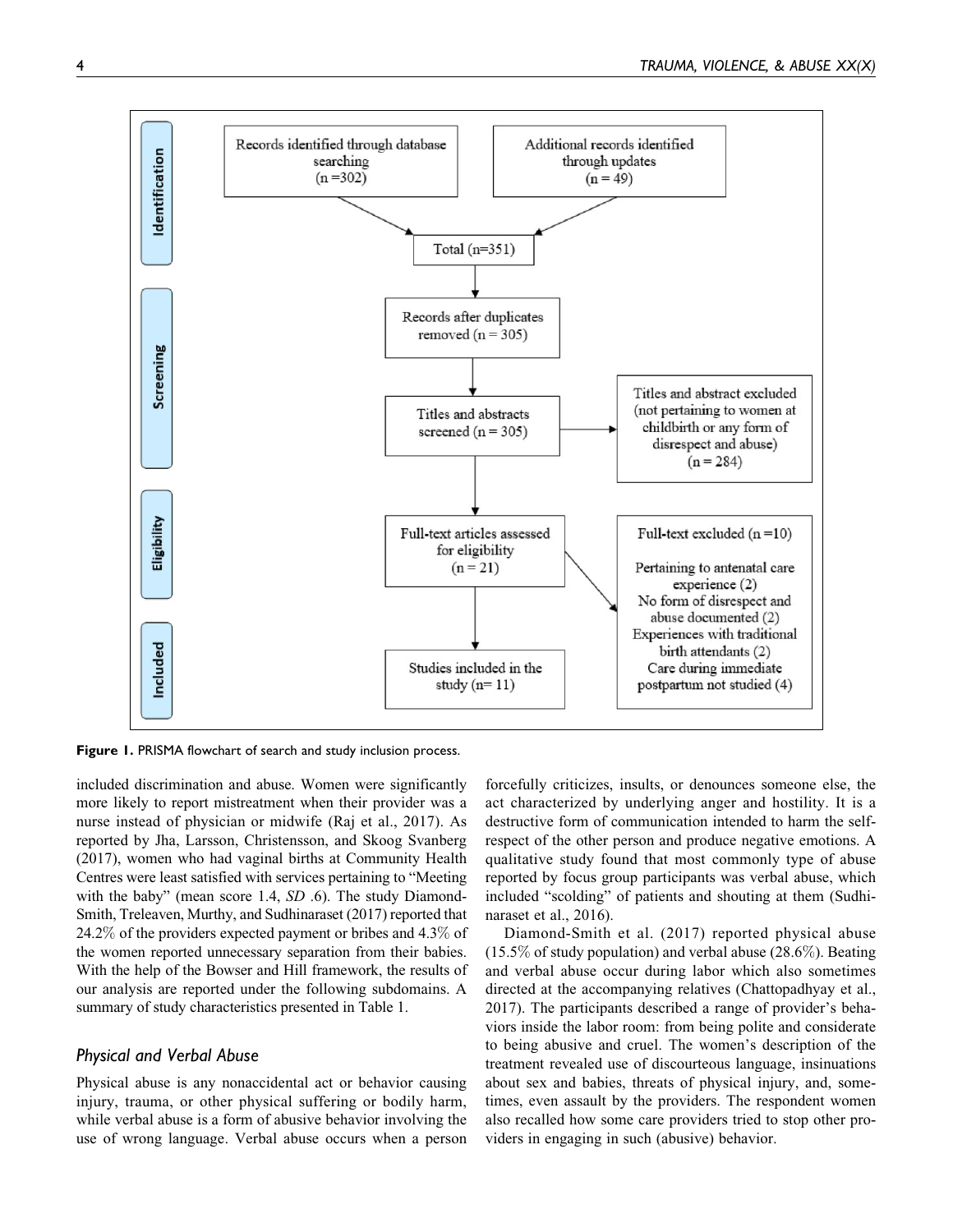| Identification | | |
|---|---|---|
| Records identified through database searching (n =302) | Additional records identified through updates (n = 49) | |
| Total (n=351) | | |
| **Screening** | | |
| Records after duplicates removed (n = 305) | | |
| Titles and abstracts screened (n = 305) | Titles and abstract excluded (not pertaining to women at childbirth or any form of disrespect and abuse) (n = 284) | |
| **Eligibility** | | |
| Full-text articles assessed for eligibility (n = 21) | Full-text excluded (n =10) Pertaining to antenatal care experience (2) No form of disrespect and abuse documented (2) Experiences with traditional birth attendants (2) Care during immediate postpartum not studied (4) | |
| **Included** | | |
| Studies included in the study (n= 11) | | |

**Figure 1.** PRISMA flowchart of search and study inclusion process.

included discrimination and abuse. Women were significantly more likely to report mistreatment when their provider was a nurse instead of physician or midwife (Raj et al., 2017). As reported by Jha, Larsson, Christensson, and Skoog Svanberg (2017), women who had vaginal births at Community Health Centres were least satisfied with services pertaining to "Meeting with the baby" (mean score 1.4, *SD* .6). The study Diamond-Smith, Treleaven, Murthy, and Sudhinaraset (2017) reported that 24.2% of the providers expected payment or bribes and 4.3% of the women reported unnecessary separation from their babies. With the help of the Bowser and Hill framework, the results of our analysis are reported under the following subdomains. A summary of study characteristics presented in Table 1.

## Physical and Verbal Abuse

Physical abuse is any nonaccidental act or behavior causing injury, trauma, or other physical suffering or bodily harm, while verbal abuse is a form of abusive behavior involving the use of wrong language. Verbal abuse occurs when a person forcefully criticizes, insults, or denounces someone else, the act characterized by underlying anger and hostility. It is a destructive form of communication intended to harm the self-respect of the other person and produce negative emotions. A qualitative study found that most commonly type of abuse reported by focus group participants was verbal abuse, which included "scolding" of patients and shouting at them (Sudhinaraset et al., 2016).

Diamond-Smith et al. (2017) reported physical abuse (15.5% of study population) and verbal abuse (28.6%). Beating and verbal abuse occur during labor which also sometimes directed at the accompanying relatives (Chattopadhyay et al., 2017). The participants described a range of provider's behaviors inside the labor room: from being polite and considerate to being abusive and cruel. The women's description of the treatment revealed use of discourteous language, insinuations about sex and babies, threats of physical injury, and, sometimes, even assault by the providers. The respondent women also recalled how some care providers tried to stop other providers in engaging in such (abusive) behavior.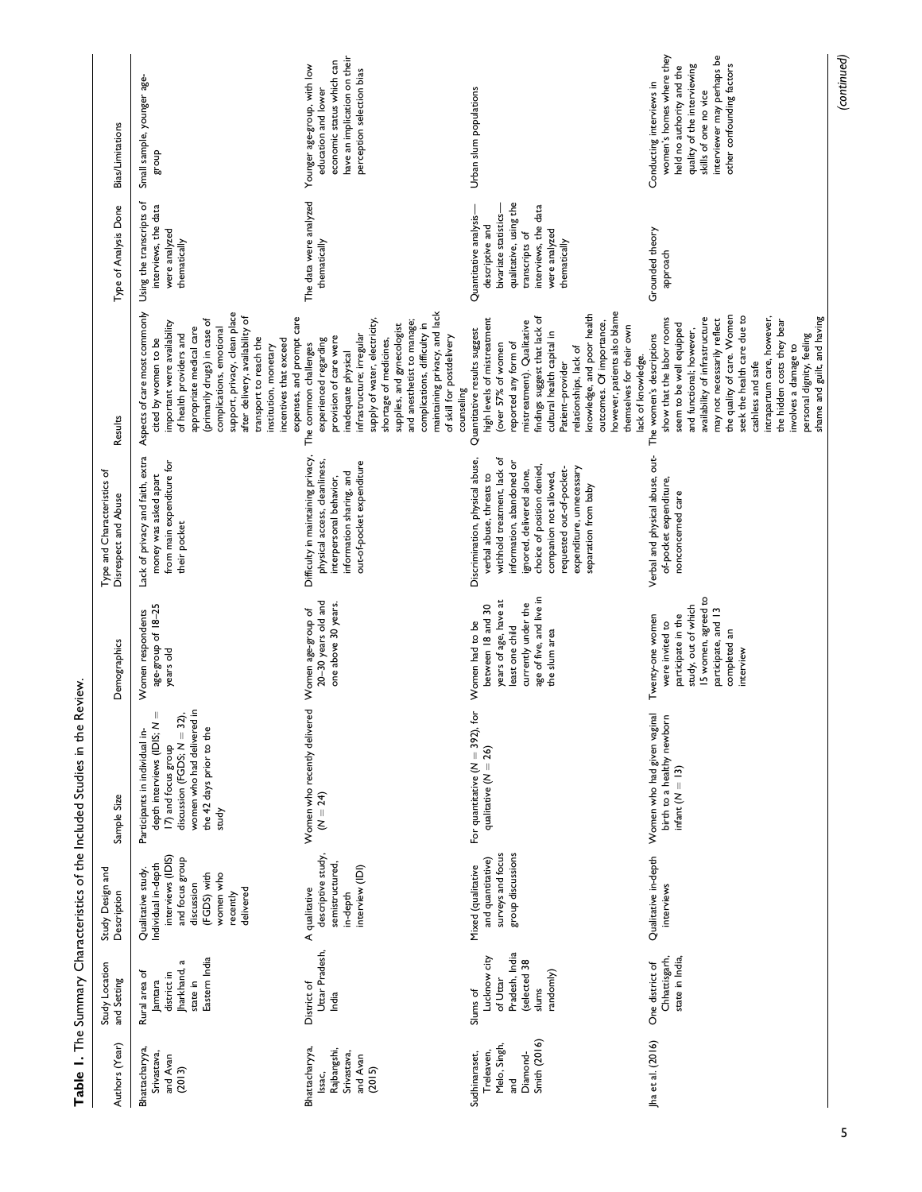**Table 1.** The Summary Characteristics of the Included Studies in the Review.

| Authors (Year) | Study Location and Setting | Study Design and Description | Sample Size | Demographics | Type and Characteristics of Disrespect and Abuse | Results | Type of Analysis Done | Bias/Limitations |
|---|---|---|---|---|---|---|---|---|
| Bhattacharyya, Srivastava, and Avan (2013) | Rural area of Jamtara district in Jharkhand, a state in Eastern India | Qualitative study. Individual in-depth interviews (IDIS) and focus group discussion (FGDS) with women who recently delivered | Participants in individual in-depth interviews (IDIS; N = 17) and focus group discussion (FGDS; N = 32), women who had delivered in the 42 days prior to the study | Women respondents age-group of 18–25 years old | Lack of privacy and faith, extra money was asked apart from main expenditure for their pocket | Aspects of care most commonly cited by women to be important were availability of health providers and appropriate medical care (primarily drugs) in case of complications, emotional support, privacy, clean place after delivery, availability of transport to reach the institution, monetary incentives that exceed expenses, and prompt care | Using the transcripts of interviews, the data were analyzed thematically | Small sample, younger age-group |
| Bhattacharyya, Issac, Rajbangshi, Srivastava, and Avan (2015) | District of Uttar Pradesh, India | A qualitative descriptive study, semistructured, in-depth interview (IDI) | Women who recently delivered (N = 24) | Women age-group of 20–30 years old and one above 30 years. | Difficulty in maintaining privacy, physical access, cleanliness, interpersonal behavior, information sharing, and out-of-pocket expenditure | The common challenges experienced regarding provision of care were inadequate physical infrastructure; irregular supply of water, electricity, shortage of medicines, supplies, and gynecologist and anesthetist to manage; complications, difficulty in maintaining privacy, and lack of skill for postdelivery counseling | The data were analyzed thematically | Younger age-group, with low education and lower economic status which can have an implication on their perception selection bias |
| Sudhinaraset, Treleaven, Melo, Singh, and Diamond-Smith (2016) | Slums of Lucknow city of Uttar Pradesh, India (selected 38 slums randomly) | Mixed (qualitative and quantitative) surveys and focus group discussions | For quantitative (N = 392), for qualitative (N = 26) | Women had to be between 18 and 30 years of age, have at least one child currently under the age of five, and live in the slum area | Discrimination, physical abuse, verbal abuse, threats to withhold treatment, lack of information, abandoned or ignored, delivered alone, choice of position denied, companion not allowed, requested out-of-pocket-expenditure, unnecessary separation from baby | Quantitative results suggest high levels of mistreatment (over 57% of women reported any form of mistreatment). Qualitative findings suggest that lack of cultural health capital in Patient–provider relationships, lack of knowledge, and poor health outcomes. Of importance, however, patients also blame themselves for their own lack of knowledge. | Quantitative analysis—descriptive and bivariate statistics—qualitative, using the transcripts of interviews, the data were analyzed thematically | Urban slum populations |
| Jha et al. (2016) | One district of Chhattisgarh, state in India, | Qualitative in-depth interviews | Women who had given vaginal birth to a healthy newborn infant (N = 13) | Twenty-one women were invited to participate in the study, out of which 15 women, agreed to participate, and 13 completed an interview | Verbal and physical abuse, out-of-pocket expenditure, nonconcerned care | The women's descriptions show that the labor rooms seem to be well equipped and functional; however, availability of infrastructure may not necessarily reflect the quality of care. Women seek the health care due to cashless and safe intrapartum care, however, the hidden costs they bear involves a damage to personal dignity, feeling shame and guilt, and having | Grounded theory approach | Conducting interviews in women's homes where they held no authority and the quality of the interviewing skills of one no vice interviewer may perhaps be other confounding factors |

*(continued)*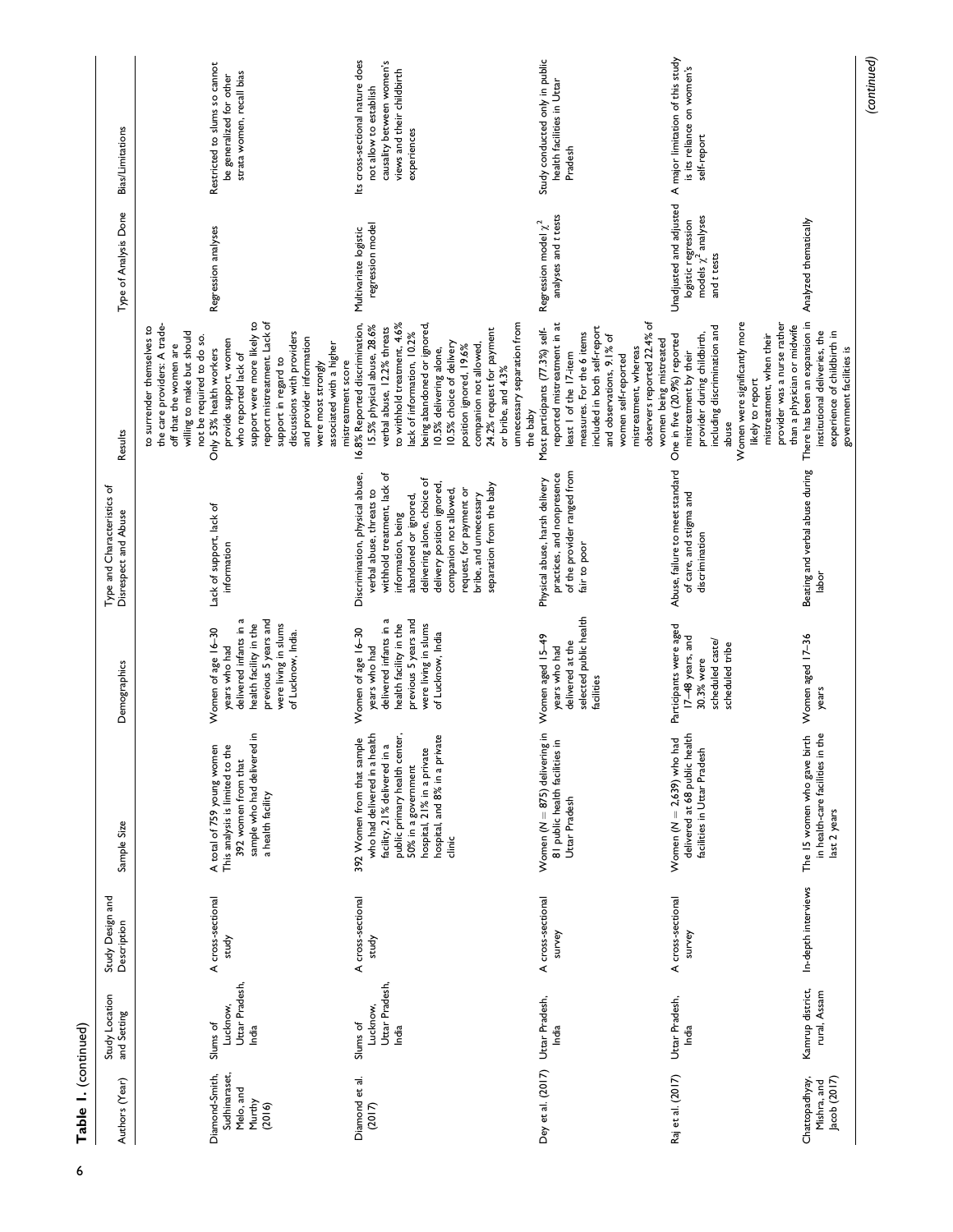**Table 1.** (continued)

| Authors (Year) | Study Location and Setting | Study Design and Description | Sample Size | Demographics | Type and Characteristics of Disrespect and Abuse | Results | Type of Analysis Done | Bias/Limitations |
|---|---|---|---|---|---|---|---|---|
| | | | | | | to surrender themselves to the care providers: A trade-off that the women are willing to make but should not be required to do so. | | |
| Diamond-Smith, Sudhinaraset, Melo, and Murthy (2016) | Slums of Lucknow, Uttar Pradesh, India | A cross-sectional study | A total of 759 young women This analysis is limited to the 392 women from that sample who had delivered in a health facility | Women of age 16–30 years who had delivered infants in a health facility in the previous 5 years and were living in slums of Lucknow, India. | Lack of support, lack of information | Only 53% health workers provide support, women who reported lack of support were more likely to report mistreatment. Lack of support in regard to discussions with providers and provider information were most strongly associated with a higher mistreatment score | Regression analyses | Restricted to slums so cannot be generalized for other strata women, recall bias |
| Diamond et al. (2017) | Slums of Lucknow, Uttar Pradesh, India | A cross-sectional study | 392 Women from that sample who had delivered in a health facility, 21% delivered in a public primary health center, 50% in a government hospital, 21% in a private hospital, and 8% in a private clinic | Women of age 16–30 years who had delivered infants in a health facility in the previous 5 years and were living in slums of Lucknow, India | Discrimination, physical abuse, verbal abuse, threats to withhold treatment, lack of information, being abandoned or ignored, delivering alone, choice of delivery position ignored, companion not allowed, request, for payment or bribe, and unnecessary separation from the baby | 16.8% Reported discrimination, 15.5% physical abuse, 28.6% verbal abuse, 12.2% threats to withhold treatment, 4.6% lack of information, 10.2% being abandoned or ignored, 10.5% delivering alone, 10.5% choice of delivery position ignored, 19.6% companion not allowed, 24.2% request for payment or bribe, and 4.3% unnecessary separation from the baby | Multivariate logistic regression model | Its cross-sectional nature does not allow to establish causality between women's views and their childbirth experiences |
| Dey et al. (2017) | Uttar Pradesh, India | A cross-sectional survey | Women (N = 875) delivering in 81 public health facilities in Uttar Pradesh | Women aged 15–49 years who had delivered at the selected public health facilities | Physical abuse, harsh delivery practices, and nonpresence of the provider ranged from fair to poor | Most participants (77.3%) self-reported mistreatment in at least 1 of the 17-item measures. For the 6 items included in both self-report and observations, 9.1% of women self-reported mistreatment, whereas observers reported 22.4% of women being mistreated | Regression model $\chi^2$ analyses and *t* tests | Study conducted only in public health facilities in Uttar Pradesh |
| Raj et al. (2017) | Uttar Pradesh, India | A cross-sectional survey | Women (N = 2,639) who had delivered at 68 public health facilities in Uttar Pradesh | Participants were aged 17–48 years, and 30.3% were scheduled caste/scheduled tribe | Abuse, failure to meet standard of care, and stigma and discrimination | One in five (20.9%) reported mistreatment by their provider during childbirth, including discrimination and abuse<br>Women were significantly more likely to report mistreatment, when their provider was a nurse rather than a physician or midwife | Unadjusted and adjusted logistic regression models $\chi^2$ analyses and *t* tests | A major limitation of this study is its reliance on women's self-report |
| Chattopadhyay, Mishra, and Jacob (2017) | Kamrup district, rural, Assam | In-depth interviews | The 15 women who gave birth in health-care facilities in the last 2 years | Women aged 17–36 years | Beating and verbal abuse during labor | There has been an expansion in institutional deliveries, the experience of childbirth in government facilities is | Analyzed thematically | |

(continued)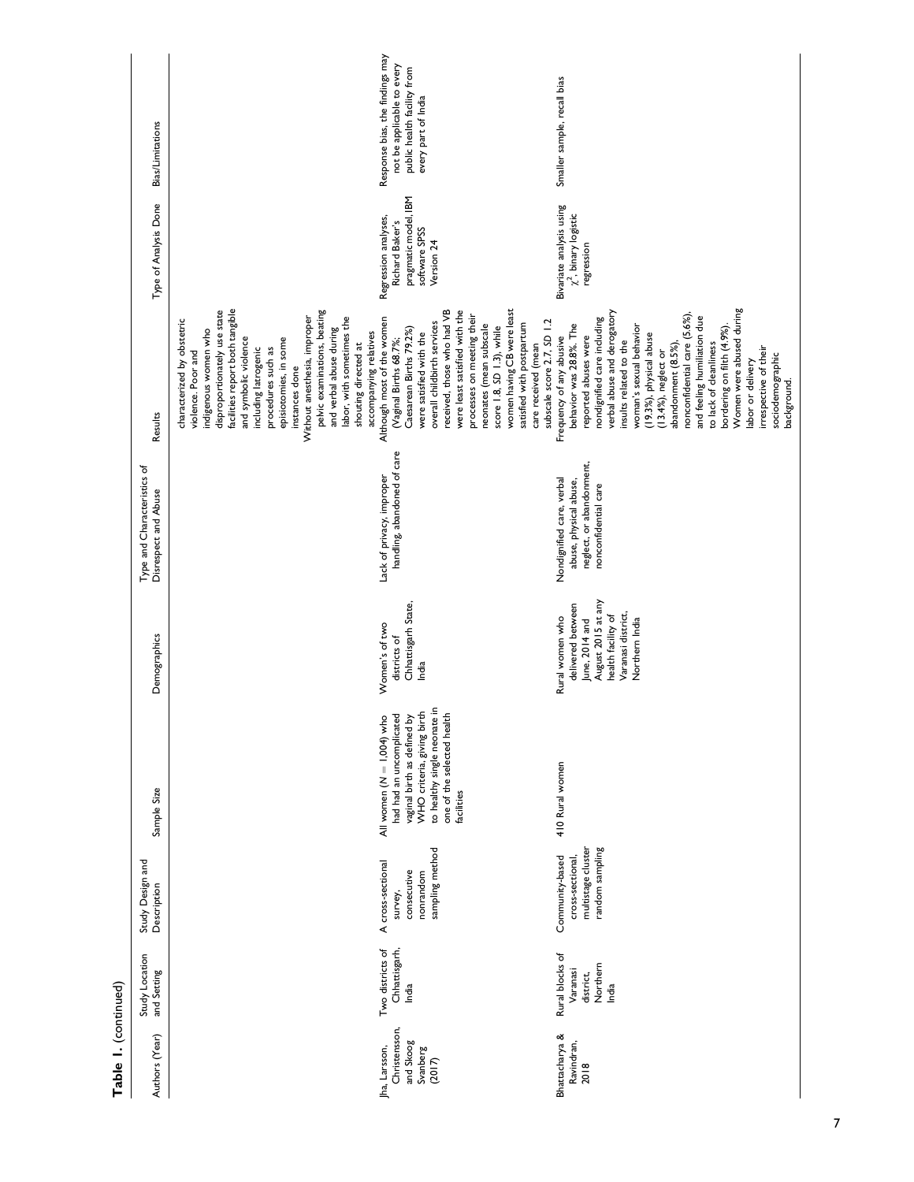**Table 1.** (continued)

| Authors (Year) | Study Location and Setting | Study Design and Description | Sample Size | Demographics | Type and Characteristics of Disrespect and Abuse | Results | Type of Analysis Done | Bias/Limitations |
|---|---|---|---|---|---|---|---|---|
| | | | | | | characterized by obstetric violence. Poor and indigenous women who disproportionately use state facilities report both tangible and symbolic violence including iatrogenic procedures such as episiotomies, in some instances done Without anesthesia, improper pelvic examinations, beating and verbal abuse during labor, with sometimes the shouting directed at accompanying relatives | | |
| Jha, Larsson, Christensson, and Skoog Svanberg (2017) | Two districts of Chhattisgarh, India | A cross-sectional survey, consecutive nonrandom sampling method | All women (N = 1,004) who had had an uncomplicated vaginal birth as defined by WHO criteria, giving birth to healthy single neonate in one of the selected health facilities | Women's of two districts of Chhattisgarh State, India | Lack of privacy, improper handling, abandoned of care | Although most of the women (Vaginal Births 68.7%; Caesarean Births 79.2%) were satisfied with the overall childbirth services received, those who had VB were least satisfied with the processes on meeting their neonates (mean subscale score 1.8, SD 1.3), while women having CB were least satisfied with postpartum care received (mean subscale score 2.7, SD 1.2 | Regression analyses, Richard Baker's pragmatic model, IBM software SPSS Version 24 | Response bias, the findings may not be applicable to every public health facility from every part of India |
| Bhattacharya & Ravindran, 2018 | Rural blocks of Varanasi district, Northern India | Community-based cross-sectional, multistage cluster random sampling | 410 Rural women | Rural women who delivered between June, 2014 and August 2015 at any health facility of Varanasi district, Northern India | Nondignified care, verbal abuse, physical abuse, neglect, or abandonment, nonconfidential care | Frequency of any abusive behavior was 28.8%. The reported abuses were nondignified care including verbal abuse and derogatory insults related to the woman's sexual behavior (19.3%), physical abuse (13.4%), neglect or abandonment (8.5%), nonconfidential care (5.6%), and feeling humiliation due to lack of cleanliness bordering on filth (4.9%). Women were abused during labor or delivery irrespective of their sociodemographic background. | Bivariate analysis using $\chi^2$, binary logistic regression | Smaller sample, recall bias |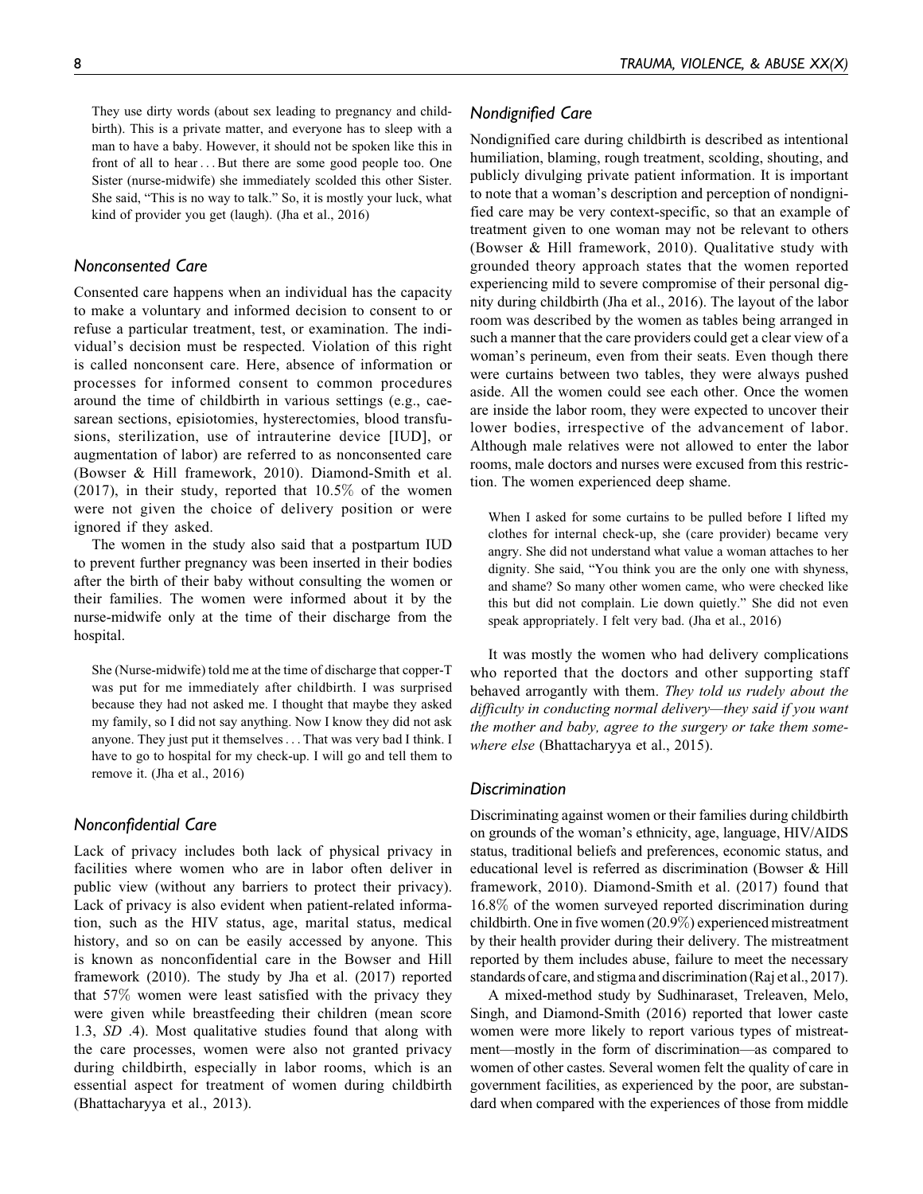They use dirty words (about sex leading to pregnancy and childbirth). This is a private matter, and everyone has to sleep with a man to have a baby. However, it should not be spoken like this in front of all to hear . . . But there are some good people too. One Sister (nurse-midwife) she immediately scolded this other Sister. She said, "This is no way to talk." So, it is mostly your luck, what kind of provider you get (laugh). (Jha et al., 2016)

### Nonconsented Care

Consented care happens when an individual has the capacity to make a voluntary and informed decision to consent to or refuse a particular treatment, test, or examination. The individual's decision must be respected. Violation of this right is called nonconsent care. Here, absence of information or processes for informed consent to common procedures around the time of childbirth in various settings (e.g., caesarean sections, episiotomies, hysterectomies, blood transfusions, sterilization, use of intrauterine device [IUD], or augmentation of labor) are referred to as nonconsented care (Bowser & Hill framework, 2010). Diamond-Smith et al. (2017), in their study, reported that 10.5% of the women were not given the choice of delivery position or were ignored if they asked.

The women in the study also said that a postpartum IUD to prevent further pregnancy was been inserted in their bodies after the birth of their baby without consulting the women or their families. The women were informed about it by the nurse-midwife only at the time of their discharge from the hospital.

She (Nurse-midwife) told me at the time of discharge that copper-T was put for me immediately after childbirth. I was surprised because they had not asked me. I thought that maybe they asked my family, so I did not say anything. Now I know they did not ask anyone. They just put it themselves . . . That was very bad I think. I have to go to hospital for my check-up. I will go and tell them to remove it. (Jha et al., 2016)

### Nonconfidential Care

Lack of privacy includes both lack of physical privacy in facilities where women who are in labor often deliver in public view (without any barriers to protect their privacy). Lack of privacy is also evident when patient-related information, such as the HIV status, age, marital status, medical history, and so on can be easily accessed by anyone. This is known as nonconfidential care in the Bowser and Hill framework (2010). The study by Jha et al. (2017) reported that 57% women were least satisfied with the privacy they were given while breastfeeding their children (mean score 1.3, *SD* .4). Most qualitative studies found that along with the care processes, women were also not granted privacy during childbirth, especially in labor rooms, which is an essential aspect for treatment of women during childbirth (Bhattacharyya et al., 2013).

### Nondignified Care

Nondignified care during childbirth is described as intentional humiliation, blaming, rough treatment, scolding, shouting, and publicly divulging private patient information. It is important to note that a woman's description and perception of nondignified care may be very context-specific, so that an example of treatment given to one woman may not be relevant to others (Bowser & Hill framework, 2010). Qualitative study with grounded theory approach states that the women reported experiencing mild to severe compromise of their personal dignity during childbirth (Jha et al., 2016). The layout of the labor room was described by the women as tables being arranged in such a manner that the care providers could get a clear view of a woman's perineum, even from their seats. Even though there were curtains between two tables, they were always pushed aside. All the women could see each other. Once the women are inside the labor room, they were expected to uncover their lower bodies, irrespective of the advancement of labor. Although male relatives were not allowed to enter the labor rooms, male doctors and nurses were excused from this restriction. The women experienced deep shame.

When I asked for some curtains to be pulled before I lifted my clothes for internal check-up, she (care provider) became very angry. She did not understand what value a woman attaches to her dignity. She said, "You think you are the only one with shyness, and shame? So many other women came, who were checked like this but did not complain. Lie down quietly." She did not even speak appropriately. I felt very bad. (Jha et al., 2016)

It was mostly the women who had delivery complications who reported that the doctors and other supporting staff behaved arrogantly with them. *They told us rudely about the difficulty in conducting normal delivery—they said if you want the mother and baby, agree to the surgery or take them somewhere else* (Bhattacharyya et al., 2015).

### Discrimination

Discriminating against women or their families during childbirth on grounds of the woman's ethnicity, age, language, HIV/AIDS status, traditional beliefs and preferences, economic status, and educational level is referred as discrimination (Bowser & Hill framework, 2010). Diamond-Smith et al. (2017) found that 16.8% of the women surveyed reported discrimination during childbirth. One in five women (20.9%) experienced mistreatment by their health provider during their delivery. The mistreatment reported by them includes abuse, failure to meet the necessary standards of care, and stigma and discrimination (Raj et al., 2017).

A mixed-method study by Sudhinaraset, Treleaven, Melo, Singh, and Diamond-Smith (2016) reported that lower caste women were more likely to report various types of mistreatment—mostly in the form of discrimination—as compared to women of other castes. Several women felt the quality of care in government facilities, as experienced by the poor, are substandard when compared with the experiences of those from middle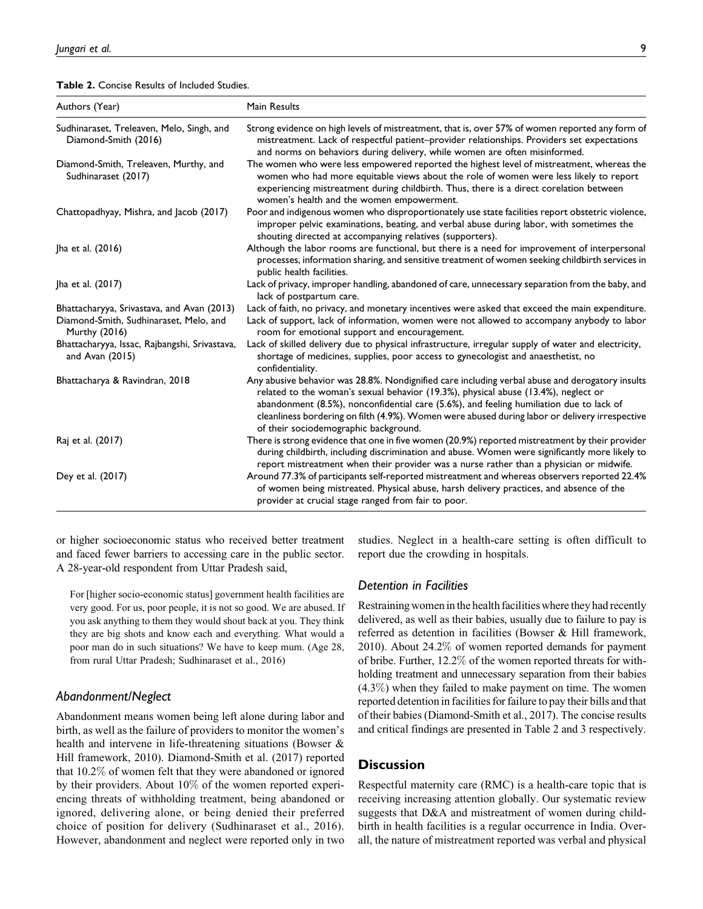**Table 2.** Concise Results of Included Studies.

| Authors (Year) | Main Results |
|---|---|
| Sudhinaraset, Treleaven, Melo, Singh, and Diamond-Smith (2016) | Strong evidence on high levels of mistreatment, that is, over 57% of women reported any form of mistreatment. Lack of respectful patient–provider relationships. Providers set expectations and norms on behaviors during delivery, while women are often misinformed. |
| Diamond-Smith, Treleaven, Murthy, and Sudhinaraset (2017) | The women who were less empowered reported the highest level of mistreatment, whereas the women who had more equitable views about the role of women were less likely to report experiencing mistreatment during childbirth. Thus, there is a direct corelation between women's health and the women empowerment. |
| Chattopadhyay, Mishra, and Jacob (2017) | Poor and indigenous women who disproportionately use state facilities report obstetric violence, improper pelvic examinations, beating, and verbal abuse during labor, with sometimes the shouting directed at accompanying relatives (supporters). |
| Jha et al. (2016) | Although the labor rooms are functional, but there is a need for improvement of interpersonal processes, information sharing, and sensitive treatment of women seeking childbirth services in public health facilities. |
| Jha et al. (2017) | Lack of privacy, improper handling, abandoned of care, unnecessary separation from the baby, and lack of postpartum care. |
| Bhattacharyya, Srivastava, and Avan (2013) | Lack of faith, no privacy, and monetary incentives were asked that exceed the main expenditure. |
| Diamond-Smith, Sudhinaraset, Melo, and Murthy (2016) | Lack of support, lack of information, women were not allowed to accompany anybody to labor room for emotional support and encouragement. |
| Bhattacharyya, Issac, Rajbangshi, Srivastava, and Avan (2015) | Lack of skilled delivery due to physical infrastructure, irregular supply of water and electricity, shortage of medicines, supplies, poor access to gynecologist and anaesthetist, no confidentiality. |
| Bhattacharya & Ravindran, 2018 | Any abusive behavior was 28.8%. Nondignified care including verbal abuse and derogatory insults related to the woman's sexual behavior (19.3%), physical abuse (13.4%), neglect or abandonment (8.5%), nonconfidential care (5.6%), and feeling humiliation due to lack of cleanliness bordering on filth (4.9%). Women were abused during labor or delivery irrespective of their sociodemographic background. |
| Raj et al. (2017) | There is strong evidence that one in five women (20.9%) reported mistreatment by their provider during childbirth, including discrimination and abuse. Women were significantly more likely to report mistreatment when their provider was a nurse rather than a physician or midwife. |
| Dey et al. (2017) | Around 77.3% of participants self-reported mistreatment and whereas observers reported 22.4% of women being mistreated. Physical abuse, harsh delivery practices, and absence of the provider at crucial stage ranged from fair to poor. |

or higher socioeconomic status who received better treatment and faced fewer barriers to accessing care in the public sector. A 28-year-old respondent from Uttar Pradesh said,

> For [higher socio-economic status] government health facilities are very good. For us, poor people, it is not so good. We are abused. If you ask anything to them they would shout back at you. They think they are big shots and know each and everything. What would a poor man do in such situations? We have to keep mum. (Age 28, from rural Uttar Pradesh; Sudhinaraset et al., 2016)

### *Abandonment/Neglect*

Abandonment means women being left alone during labor and birth, as well as the failure of providers to monitor the women's health and intervene in life-threatening situations (Bowser & Hill framework, 2010). Diamond-Smith et al. (2017) reported that 10.2% of women felt that they were abandoned or ignored by their providers. About 10% of the women reported experiencing threats of withholding treatment, being abandoned or ignored, delivering alone, or being denied their preferred choice of position for delivery (Sudhinaraset et al., 2016). However, abandonment and neglect were reported only in two studies. Neglect in a health-care setting is often difficult to report due the crowding in hospitals.

### *Detention in Facilities*

Restraining women in the health facilities where they had recently delivered, as well as their babies, usually due to failure to pay is referred as detention in facilities (Bowser & Hill framework, 2010). About 24.2% of women reported demands for payment of bribe. Further, 12.2% of the women reported threats for withholding treatment and unnecessary separation from their babies (4.3%) when they failed to make payment on time. The women reported detention in facilities for failure to pay their bills and that of their babies (Diamond-Smith et al., 2017). The concise results and critical findings are presented in Table 2 and 3 respectively.

## Discussion

Respectful maternity care (RMC) is a health-care topic that is receiving increasing attention globally. Our systematic review suggests that D&A and mistreatment of women during childbirth in health facilities is a regular occurrence in India. Overall, the nature of mistreatment reported was verbal and physical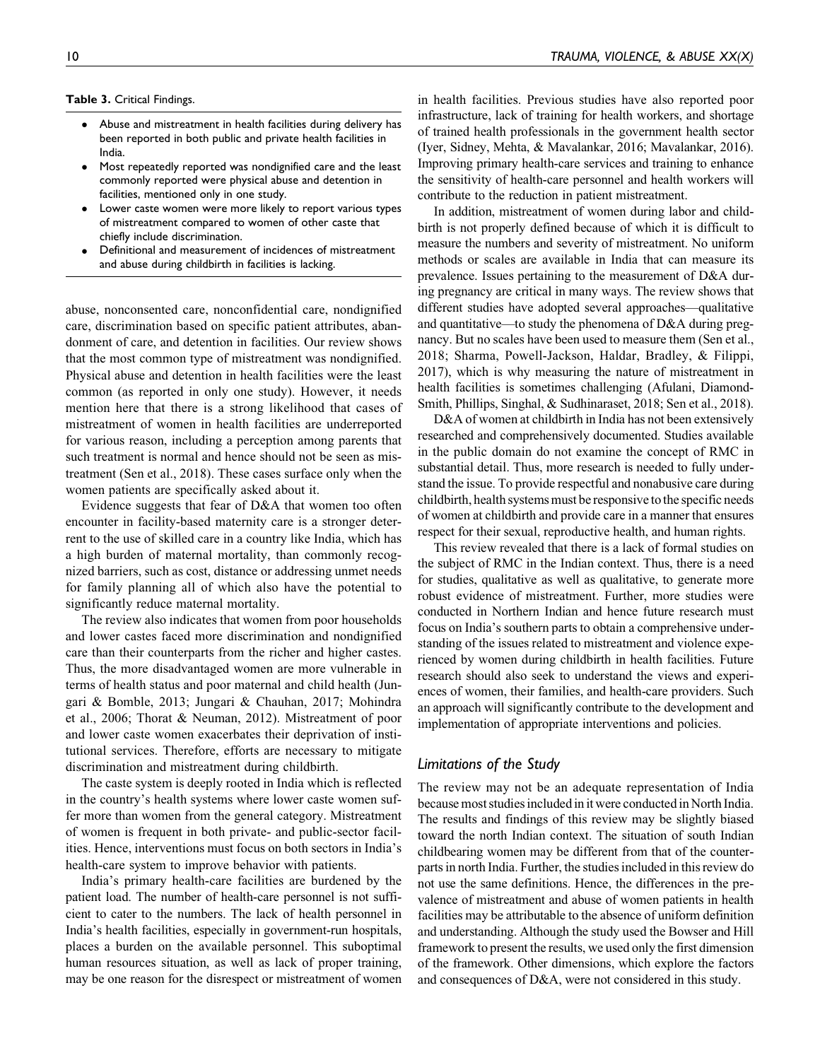**Table 3.** Critical Findings.

- Abuse and mistreatment in health facilities during delivery has been reported in both public and private health facilities in India.
- Most repeatedly reported was nondignified care and the least commonly reported were physical abuse and detention in facilities, mentioned only in one study.
- Lower caste women were more likely to report various types of mistreatment compared to women of other caste that chiefly include discrimination.
- Definitional and measurement of incidences of mistreatment and abuse during childbirth in facilities is lacking.

abuse, nonconsented care, nonconfidential care, nondignified care, discrimination based on specific patient attributes, abandonment of care, and detention in facilities. Our review shows that the most common type of mistreatment was nondignified. Physical abuse and detention in health facilities were the least common (as reported in only one study). However, it needs mention here that there is a strong likelihood that cases of mistreatment of women in health facilities are underreported for various reason, including a perception among parents that such treatment is normal and hence should not be seen as mistreatment (Sen et al., 2018). These cases surface only when the women patients are specifically asked about it.

Evidence suggests that fear of D&A that women too often encounter in facility-based maternity care is a stronger deterrent to the use of skilled care in a country like India, which has a high burden of maternal mortality, than commonly recognized barriers, such as cost, distance or addressing unmet needs for family planning all of which also have the potential to significantly reduce maternal mortality.

The review also indicates that women from poor households and lower castes faced more discrimination and nondignified care than their counterparts from the richer and higher castes. Thus, the more disadvantaged women are more vulnerable in terms of health status and poor maternal and child health (Jungari & Bomble, 2013; Jungari & Chauhan, 2017; Mohindra et al., 2006; Thorat & Neuman, 2012). Mistreatment of poor and lower caste women exacerbates their deprivation of institutional services. Therefore, efforts are necessary to mitigate discrimination and mistreatment during childbirth.

The caste system is deeply rooted in India which is reflected in the country's health systems where lower caste women suffer more than women from the general category. Mistreatment of women is frequent in both private- and public-sector facilities. Hence, interventions must focus on both sectors in India's health-care system to improve behavior with patients.

India's primary health-care facilities are burdened by the patient load. The number of health-care personnel is not sufficient to cater to the numbers. The lack of health personnel in India's health facilities, especially in government-run hospitals, places a burden on the available personnel. This suboptimal human resources situation, as well as lack of proper training, may be one reason for the disrespect or mistreatment of women in health facilities. Previous studies have also reported poor infrastructure, lack of training for health workers, and shortage of trained health professionals in the government health sector (Iyer, Sidney, Mehta, & Mavalankar, 2016; Mavalankar, 2016). Improving primary health-care services and training to enhance the sensitivity of health-care personnel and health workers will contribute to the reduction in patient mistreatment.

In addition, mistreatment of women during labor and childbirth is not properly defined because of which it is difficult to measure the numbers and severity of mistreatment. No uniform methods or scales are available in India that can measure its prevalence. Issues pertaining to the measurement of D&A during pregnancy are critical in many ways. The review shows that different studies have adopted several approaches—qualitative and quantitative—to study the phenomena of D&A during pregnancy. But no scales have been used to measure them (Sen et al., 2018; Sharma, Powell-Jackson, Haldar, Bradley, & Filippi, 2017), which is why measuring the nature of mistreatment in health facilities is sometimes challenging (Afulani, Diamond-Smith, Phillips, Singhal, & Sudhinaraset, 2018; Sen et al., 2018).

D&A of women at childbirth in India has not been extensively researched and comprehensively documented. Studies available in the public domain do not examine the concept of RMC in substantial detail. Thus, more research is needed to fully understand the issue. To provide respectful and nonabusive care during childbirth, health systems must be responsive to the specific needs of women at childbirth and provide care in a manner that ensures respect for their sexual, reproductive health, and human rights.

This review revealed that there is a lack of formal studies on the subject of RMC in the Indian context. Thus, there is a need for studies, qualitative as well as qualitative, to generate more robust evidence of mistreatment. Further, more studies were conducted in Northern Indian and hence future research must focus on India's southern parts to obtain a comprehensive understanding of the issues related to mistreatment and violence experienced by women during childbirth in health facilities. Future research should also seek to understand the views and experiences of women, their families, and health-care providers. Such an approach will significantly contribute to the development and implementation of appropriate interventions and policies.

### Limitations of the Study

The review may not be an adequate representation of India because most studies included in it were conducted in North India. The results and findings of this review may be slightly biased toward the north Indian context. The situation of south Indian childbearing women may be different from that of the counterparts in north India. Further, the studies included in this review do not use the same definitions. Hence, the differences in the prevalence of mistreatment and abuse of women patients in health facilities may be attributable to the absence of uniform definition and understanding. Although the study used the Bowser and Hill framework to present the results, we used only the first dimension of the framework. Other dimensions, which explore the factors and consequences of D&A, were not considered in this study.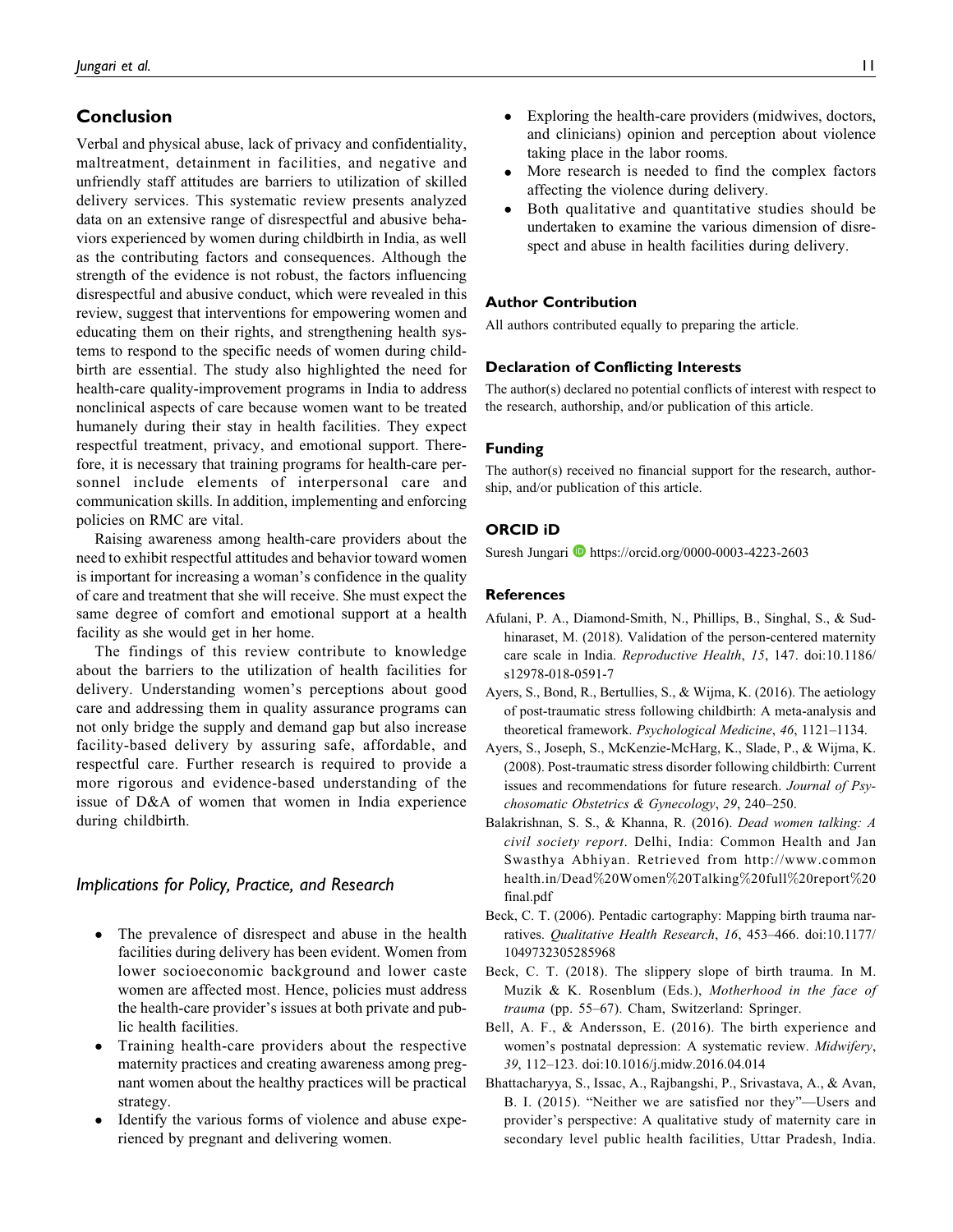## Conclusion

Verbal and physical abuse, lack of privacy and confidentiality, maltreatment, detainment in facilities, and negative and unfriendly staff attitudes are barriers to utilization of skilled delivery services. This systematic review presents analyzed data on an extensive range of disrespectful and abusive behaviors experienced by women during childbirth in India, as well as the contributing factors and consequences. Although the strength of the evidence is not robust, the factors influencing disrespectful and abusive conduct, which were revealed in this review, suggest that interventions for empowering women and educating them on their rights, and strengthening health systems to respond to the specific needs of women during childbirth are essential. The study also highlighted the need for health-care quality-improvement programs in India to address nonclinical aspects of care because women want to be treated humanely during their stay in health facilities. They expect respectful treatment, privacy, and emotional support. Therefore, it is necessary that training programs for health-care personnel include elements of interpersonal care and communication skills. In addition, implementing and enforcing policies on RMC are vital.

Raising awareness among health-care providers about the need to exhibit respectful attitudes and behavior toward women is important for increasing a woman's confidence in the quality of care and treatment that she will receive. She must expect the same degree of comfort and emotional support at a health facility as she would get in her home.

The findings of this review contribute to knowledge about the barriers to the utilization of health facilities for delivery. Understanding women's perceptions about good care and addressing them in quality assurance programs can not only bridge the supply and demand gap but also increase facility-based delivery by assuring safe, affordable, and respectful care. Further research is required to provide a more rigorous and evidence-based understanding of the issue of D&A of women that women in India experience during childbirth.

### Implications for Policy, Practice, and Research

- The prevalence of disrespect and abuse in the health facilities during delivery has been evident. Women from lower socioeconomic background and lower caste women are affected most. Hence, policies must address the health-care provider's issues at both private and public health facilities.
- Training health-care providers about the respective maternity practices and creating awareness among pregnant women about the healthy practices will be practical strategy.
- Identify the various forms of violence and abuse experienced by pregnant and delivering women.
- Exploring the health-care providers (midwives, doctors, and clinicians) opinion and perception about violence taking place in the labor rooms.
- More research is needed to find the complex factors affecting the violence during delivery.
- Both qualitative and quantitative studies should be undertaken to examine the various dimension of disrespect and abuse in health facilities during delivery.

#### Author Contribution

All authors contributed equally to preparing the article.

#### Declaration of Conflicting Interests

The author(s) declared no potential conflicts of interest with respect to the research, authorship, and/or publication of this article.

#### Funding

The author(s) received no financial support for the research, authorship, and/or publication of this article.

#### ORCID iD

Suresh Jungari https://orcid.org/0000-0003-4223-2603

#### References

Afulani, P. A., Diamond-Smith, N., Phillips, B., Singhal, S., & Sudhinaraset, M. (2018). Validation of the person-centered maternity care scale in India. *Reproductive Health*, *15*, 147. doi:10.1186/s12978-018-0591-7

Ayers, S., Bond, R., Bertullies, S., & Wijma, K. (2016). The aetiology of post-traumatic stress following childbirth: A meta-analysis and theoretical framework. *Psychological Medicine*, *46*, 1121–1134.

Ayers, S., Joseph, S., McKenzie-McHarg, K., Slade, P., & Wijma, K. (2008). Post-traumatic stress disorder following childbirth: Current issues and recommendations for future research. *Journal of Psychosomatic Obstetrics & Gynecology*, *29*, 240–250.

Balakrishnan, S. S., & Khanna, R. (2016). *Dead women talking: A civil society report*. Delhi, India: Common Health and Jan Swasthya Abhiyan. Retrieved from http://www.commonhealth.in/Dead%20Women%20Talking%20full%20report%20final.pdf

Beck, C. T. (2006). Pentadic cartography: Mapping birth trauma narratives. *Qualitative Health Research*, *16*, 453–466. doi:10.1177/1049732305285968

Beck, C. T. (2018). The slippery slope of birth trauma. In M. Muzik & K. Rosenblum (Eds.), *Motherhood in the face of trauma* (pp. 55–67). Cham, Switzerland: Springer.

Bell, A. F., & Andersson, E. (2016). The birth experience and women's postnatal depression: A systematic review. *Midwifery*, *39*, 112–123. doi:10.1016/j.midw.2016.04.014

Bhattacharyya, S., Issac, A., Rajbangshi, P., Srivastava, A., & Avan, B. I. (2015). "Neither we are satisfied nor they"—Users and provider's perspective: A qualitative study of maternity care in secondary level public health facilities, Uttar Pradesh, India.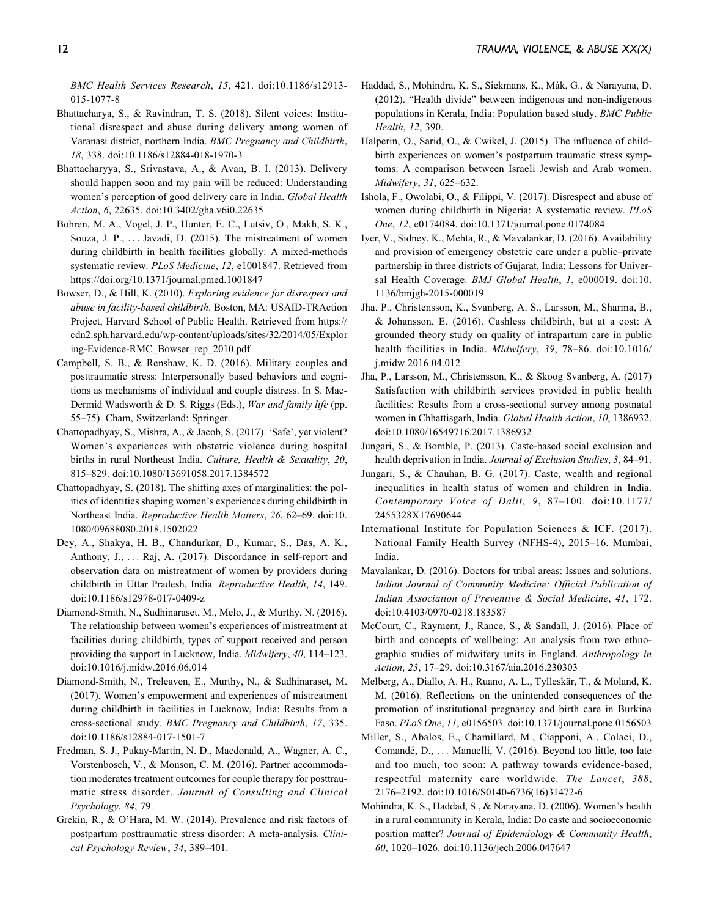*BMC Health Services Research*, *15*, 421. doi:10.1186/s12913-015-1077-8

Bhattacharya, S., & Ravindran, T. S. (2018). Silent voices: Institutional disrespect and abuse during delivery among women of Varanasi district, northern India. *BMC Pregnancy and Childbirth*, *18*, 338. doi:10.1186/s12884-018-1970-3

Bhattacharyya, S., Srivastava, A., & Avan, B. I. (2013). Delivery should happen soon and my pain will be reduced: Understanding women's perception of good delivery care in India. *Global Health Action*, *6*, 22635. doi:10.3402/gha.v6i0.22635

Bohren, M. A., Vogel, J. P., Hunter, E. C., Lutsiv, O., Makh, S. K., Souza, J. P., … Javadi, D. (2015). The mistreatment of women during childbirth in health facilities globally: A mixed-methods systematic review. *PLoS Medicine*, *12*, e1001847. Retrieved from https://doi.org/10.1371/journal.pmed.1001847

Bowser, D., & Hill, K. (2010). *Exploring evidence for disrespect and abuse in facility-based childbirth*. Boston, MA: USAID-TRAction Project, Harvard School of Public Health. Retrieved from https://cdn2.sph.harvard.edu/wp-content/uploads/sites/32/2014/05/Exploring-Evidence-RMC_Bowser_rep_2010.pdf

Campbell, S. B., & Renshaw, K. D. (2016). Military couples and posttraumatic stress: Interpersonally based behaviors and cognitions as mechanisms of individual and couple distress. In S. MacDermid Wadsworth & D. S. Riggs (Eds.), *War and family life* (pp. 55–75). Cham, Switzerland: Springer.

Chattopadhyay, S., Mishra, A., & Jacob, S. (2017). 'Safe', yet violent? Women's experiences with obstetric violence during hospital births in rural Northeast India. *Culture, Health & Sexuality*, *20*, 815–829. doi:10.1080/13691058.2017.1384572

Chattopadhyay, S. (2018). The shifting axes of marginalities: the politics of identities shaping women's experiences during childbirth in Northeast India. *Reproductive Health Matters*, *26*, 62–69. doi:10.1080/09688080.2018.1502022

Dey, A., Shakya, H. B., Chandurkar, D., Kumar, S., Das, A. K., Anthony, J., … Raj, A. (2017). Discordance in self-report and observation data on mistreatment of women by providers during childbirth in Uttar Pradesh, India. *Reproductive Health*, *14*, 149. doi:10.1186/s12978-017-0409-z

Diamond-Smith, N., Sudhinaraset, M., Melo, J., & Murthy, N. (2016). The relationship between women's experiences of mistreatment at facilities during childbirth, types of support received and person providing the support in Lucknow, India. *Midwifery*, *40*, 114–123. doi:10.1016/j.midw.2016.06.014

Diamond-Smith, N., Treleaven, E., Murthy, N., & Sudhinaraset, M. (2017). Women's empowerment and experiences of mistreatment during childbirth in facilities in Lucknow, India: Results from a cross-sectional study. *BMC Pregnancy and Childbirth*, *17*, 335. doi:10.1186/s12884-017-1501-7

Fredman, S. J., Pukay-Martin, N. D., Macdonald, A., Wagner, A. C., Vorstenbosch, V., & Monson, C. M. (2016). Partner accommodation moderates treatment outcomes for couple therapy for posttraumatic stress disorder. *Journal of Consulting and Clinical Psychology*, *84*, 79.

Grekin, R., & O'Hara, M. W. (2014). Prevalence and risk factors of postpartum posttraumatic stress disorder: A meta-analysis. *Clinical Psychology Review*, *34*, 389–401.

Haddad, S., Mohindra, K. S., Siekmans, K., Màk, G., & Narayana, D. (2012). "Health divide" between indigenous and non-indigenous populations in Kerala, India: Population based study. *BMC Public Health*, *12*, 390.

Halperin, O., Sarid, O., & Cwikel, J. (2015). The influence of childbirth experiences on women's postpartum traumatic stress symptoms: A comparison between Israeli Jewish and Arab women. *Midwifery*, *31*, 625–632.

Ishola, F., Owolabi, O., & Filippi, V. (2017). Disrespect and abuse of women during childbirth in Nigeria: A systematic review. *PLoS One*, *12*, e0174084. doi:10.1371/journal.pone.0174084

Iyer, V., Sidney, K., Mehta, R., & Mavalankar, D. (2016). Availability and provision of emergency obstetric care under a public–private partnership in three districts of Gujarat, India: Lessons for Universal Health Coverage. *BMJ Global Health*, *1*, e000019. doi:10.1136/bmjgh-2015-000019

Jha, P., Christensson, K., Svanberg, A. S., Larsson, M., Sharma, B., & Johansson, E. (2016). Cashless childbirth, but at a cost: A grounded theory study on quality of intrapartum care in public health facilities in India. *Midwifery*, *39*, 78–86. doi:10.1016/j.midw.2016.04.012

Jha, P., Larsson, M., Christensson, K., & Skoog Svanberg, A. (2017) Satisfaction with childbirth services provided in public health facilities: Results from a cross-sectional survey among postnatal women in Chhattisgarh, India. *Global Health Action*, *10*, 1386932. doi:10.1080/16549716.2017.1386932

Jungari, S., & Bomble, P. (2013). Caste-based social exclusion and health deprivation in India. *Journal of Exclusion Studies*, *3*, 84–91.

Jungari, S., & Chauhan, B. G. (2017). Caste, wealth and regional inequalities in health status of women and children in India. *Contemporary Voice of Dalit*, *9*, 87–100. doi:10.1177/2455328X17690644

International Institute for Population Sciences & ICF. (2017). National Family Health Survey (NFHS-4), 2015–16. Mumbai, India.

Mavalankar, D. (2016). Doctors for tribal areas: Issues and solutions. *Indian Journal of Community Medicine: Official Publication of Indian Association of Preventive & Social Medicine*, *41*, 172. doi:10.4103/0970-0218.183587

McCourt, C., Rayment, J., Rance, S., & Sandall, J. (2016). Place of birth and concepts of wellbeing: An analysis from two ethnographic studies of midwifery units in England. *Anthropology in Action*, *23*, 17–29. doi:10.3167/aia.2016.230303

Melberg, A., Diallo, A. H., Ruano, A. L., Tylleskär, T., & Moland, K. M. (2016). Reflections on the unintended consequences of the promotion of institutional pregnancy and birth care in Burkina Faso. *PLoS One*, *11*, e0156503. doi:10.1371/journal.pone.0156503

Miller, S., Abalos, E., Chamillard, M., Ciapponi, A., Colaci, D., Comandé, D., … Manuelli, V. (2016). Beyond too little, too late and too much, too soon: A pathway towards evidence-based, respectful maternity care worldwide. *The Lancet*, *388*, 2176–2192. doi:10.1016/S0140-6736(16)31472-6

Mohindra, K. S., Haddad, S., & Narayana, D. (2006). Women's health in a rural community in Kerala, India: Do caste and socioeconomic position matter? *Journal of Epidemiology & Community Health*, *60*, 1020–1026. doi:10.1136/jech.2006.047647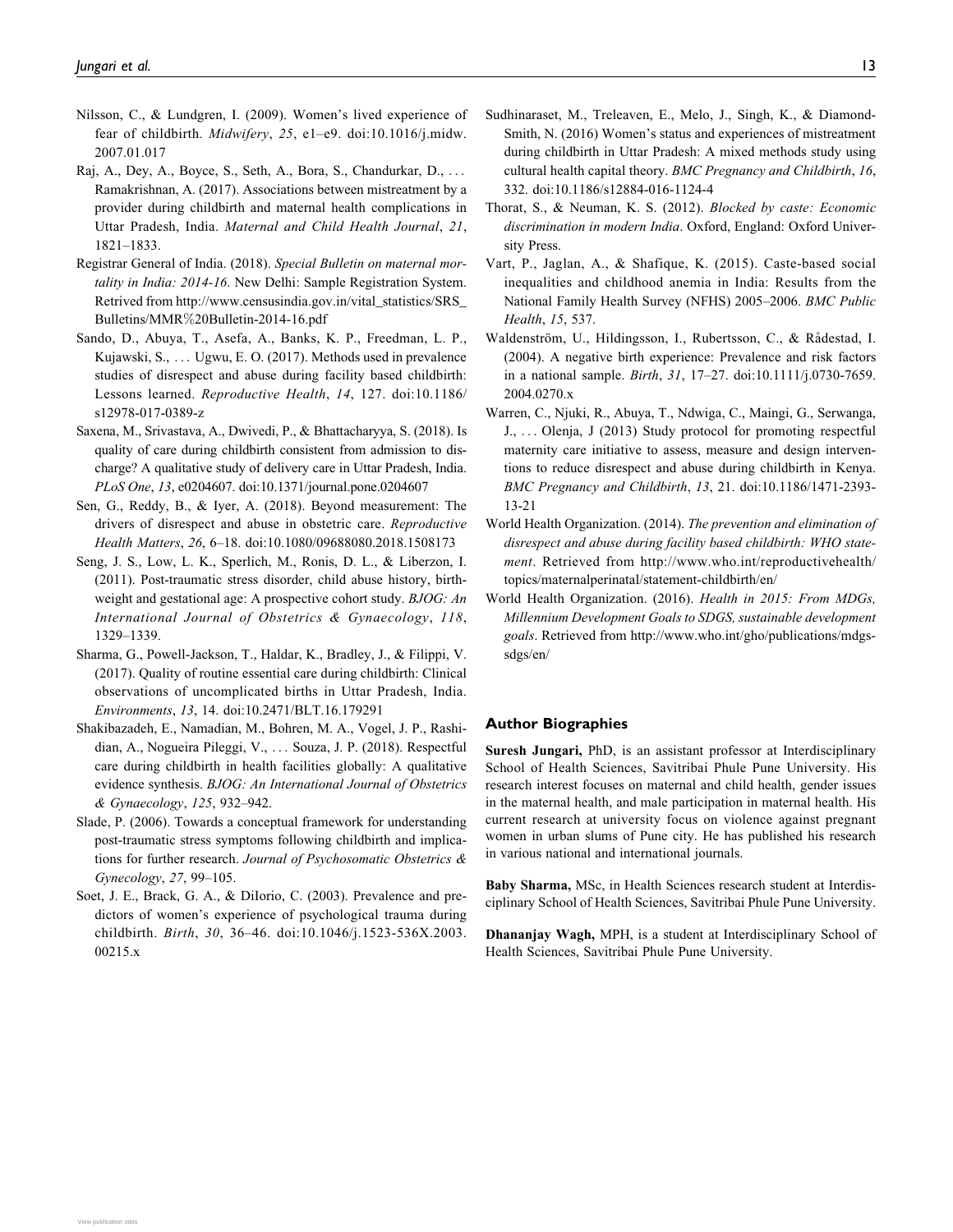Nilsson, C., & Lundgren, I. (2009). Women's lived experience of fear of childbirth. *Midwifery*, *25*, e1–e9. doi:10.1016/j.midw.2007.01.017

Raj, A., Dey, A., Boyce, S., Seth, A., Bora, S., Chandurkar, D., ... Ramakrishnan, A. (2017). Associations between mistreatment by a provider during childbirth and maternal health complications in Uttar Pradesh, India. *Maternal and Child Health Journal*, *21*, 1821–1833.

Registrar General of India. (2018). *Special Bulletin on maternal mortality in India: 2014-16*. New Delhi: Sample Registration System. Retrived from http://www.censusindia.gov.in/vital_statistics/SRS_Bulletins/MMR%20Bulletin-2014-16.pdf

Sando, D., Abuya, T., Asefa, A., Banks, K. P., Freedman, L. P., Kujawski, S., ... Ugwu, E. O. (2017). Methods used in prevalence studies of disrespect and abuse during facility based childbirth: Lessons learned. *Reproductive Health*, *14*, 127. doi:10.1186/s12978-017-0389-z

Saxena, M., Srivastava, A., Dwivedi, P., & Bhattacharyya, S. (2018). Is quality of care during childbirth consistent from admission to discharge? A qualitative study of delivery care in Uttar Pradesh, India. *PLoS One*, *13*, e0204607. doi:10.1371/journal.pone.0204607

Sen, G., Reddy, B., & Iyer, A. (2018). Beyond measurement: The drivers of disrespect and abuse in obstetric care. *Reproductive Health Matters*, *26*, 6–18. doi:10.1080/09688080.2018.1508173

Seng, J. S., Low, L. K., Sperlich, M., Ronis, D. L., & Liberzon, I. (2011). Post-traumatic stress disorder, child abuse history, birthweight and gestational age: A prospective cohort study. *BJOG: An International Journal of Obstetrics & Gynaecology*, *118*, 1329–1339.

Sharma, G., Powell-Jackson, T., Haldar, K., Bradley, J., & Filippi, V. (2017). Quality of routine essential care during childbirth: Clinical observations of uncomplicated births in Uttar Pradesh, India. *Environments*, *13*, 14. doi:10.2471/BLT.16.179291

Shakibazadeh, E., Namadian, M., Bohren, M. A., Vogel, J. P., Rashidian, A., Nogueira Pileggi, V., ... Souza, J. P. (2018). Respectful care during childbirth in health facilities globally: A qualitative evidence synthesis. *BJOG: An International Journal of Obstetrics & Gynaecology*, *125*, 932–942.

Slade, P. (2006). Towards a conceptual framework for understanding post-traumatic stress symptoms following childbirth and implications for further research. *Journal of Psychosomatic Obstetrics & Gynecology*, *27*, 99–105.

Soet, J. E., Brack, G. A., & DiIorio, C. (2003). Prevalence and predictors of women's experience of psychological trauma during childbirth. *Birth*, *30*, 36–46. doi:10.1046/j.1523-536X.2003.00215.x

Sudhinaraset, M., Treleaven, E., Melo, J., Singh, K., & Diamond-Smith, N. (2016) Women's status and experiences of mistreatment during childbirth in Uttar Pradesh: A mixed methods study using cultural health capital theory. *BMC Pregnancy and Childbirth*, *16*, 332. doi:10.1186/s12884-016-1124-4

Thorat, S., & Neuman, K. S. (2012). *Blocked by caste: Economic discrimination in modern India*. Oxford, England: Oxford University Press.

Vart, P., Jaglan, A., & Shafique, K. (2015). Caste-based social inequalities and childhood anemia in India: Results from the National Family Health Survey (NFHS) 2005–2006. *BMC Public Health*, *15*, 537.

Waldenström, U., Hildingsson, I., Rubertsson, C., & Rådestad, I. (2004). A negative birth experience: Prevalence and risk factors in a national sample. *Birth*, *31*, 17–27. doi:10.1111/j.0730-7659.2004.0270.x

Warren, C., Njuki, R., Abuya, T., Ndwiga, C., Maingi, G., Serwanga, J., ... Olenja, J (2013) Study protocol for promoting respectful maternity care initiative to assess, measure and design interventions to reduce disrespect and abuse during childbirth in Kenya. *BMC Pregnancy and Childbirth*, *13*, 21. doi:10.1186/1471-2393-13-21

World Health Organization. (2014). *The prevention and elimination of disrespect and abuse during facility based childbirth: WHO statement*. Retrieved from http://www.who.int/reproductivehealth/topics/maternalperinatal/statement-childbirth/en/

World Health Organization. (2016). *Health in 2015: From MDGs, Millennium Development Goals to SDGS, sustainable development goals*. Retrieved from http://www.who.int/gho/publications/mdgs-sdgs/en/

## Author Biographies

**Suresh Jungari,** PhD, is an assistant professor at Interdisciplinary School of Health Sciences, Savitribai Phule Pune University. His research interest focuses on maternal and child health, gender issues in the maternal health, and male participation in maternal health. His current research at university focus on violence against pregnant women in urban slums of Pune city. He has published his research in various national and international journals.

**Baby Sharma,** MSc, in Health Sciences research student at Interdisciplinary School of Health Sciences, Savitribai Phule Pune University.

**Dhananjay Wagh,** MPH, is a student at Interdisciplinary School of Health Sciences, Savitribai Phule Pune University.